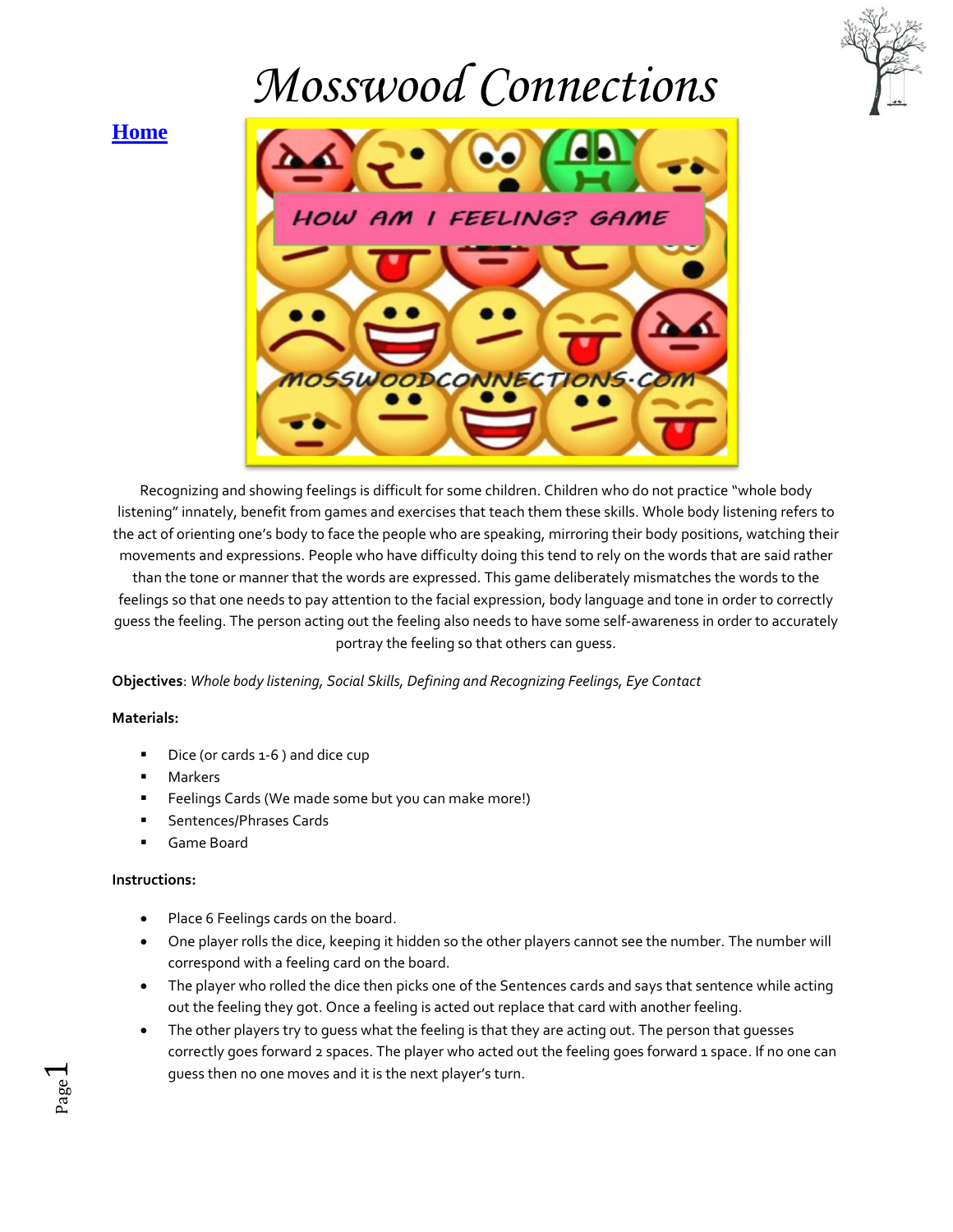# Mosswood Connections

Home

Recognizing and showing feelings is difficult for some children. Children who do not practice "whole body listening" innately, benefit from games and exercises that teach them these skills. Whole body listening refers to the act of orienting one's body to face the people who are speaking, mirroring their body positions, watching their movements and expressions. People who have difficulty doing this tend to rely on the words that are said rather than the tone or manner that the words are expressed. This game deliberately mismatches the words to the feelings so that one needs to pay attention to the facial expression, body language and tone in order to correctly guess the feeling. The person acting out the feeling also needs to have some self-awareness in order to accurately portray the feeling so that others can guess.

**Objectives**: *Whole body listening, Social Skills, Defining and Recognizing Feelings, Eye Contact*

**Materials:**

- Dice (or cards 1-6 ) and dice cup
- Markers
- Feelings Cards (We made some but you can make more!)
- Sentences/Phrases Cards
- Game Board

**Instructions:**

- Place 6 Feelings cards on the board.
- One player rolls the dice, keeping it hidden so the other players cannot see the number. The number will correspond with a feeling card on the board.
- The player who rolled the dice then picks one of the Sentences cards and says that sentence while acting out the feeling they got. Once a feeling is acted out replace that card with another feeling.
- The other players try to guess what the feeling is that they are acting out. The person that guesses correctly goes forward 2 spaces. The player who acted out the feeling goes forward 1 space. If no one can guess then no one moves and it is the next player's turn.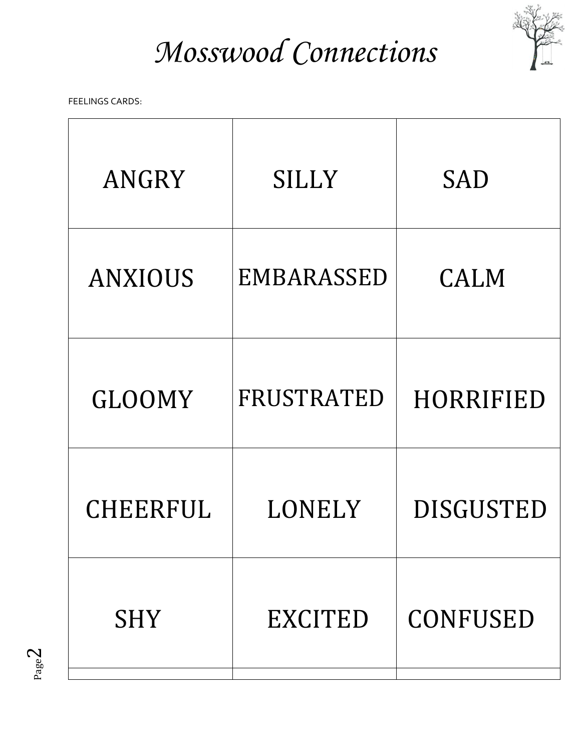# *Mosswood Connections*

FEELINGS CARDS:

| | | |
|---|---|---|
| ANGRY | SILLY | SAD |
| ANXIOUS | EMBARASSED | CALM |
| GLOOMY | FRUSTRATED | HORRIFIED |
| CHEERFUL | LONELY | DISGUSTED |
| SHY | EXCITED | CONFUSED |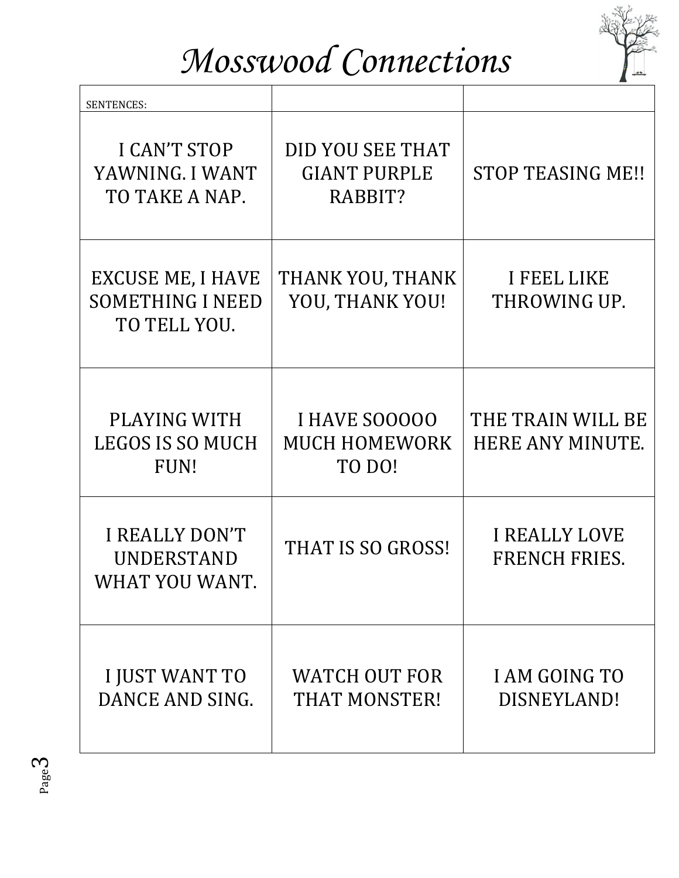# *Mosswood Connections*

| SENTENCES: | | |
|---|---|---|
| I CAN'T STOP YAWNING. I WANT TO TAKE A NAP. | DID YOU SEE THAT GIANT PURPLE RABBIT? | STOP TEASING ME!! |
| EXCUSE ME, I HAVE SOMETHING I NEED TO TELL YOU. | THANK YOU, THANK YOU, THANK YOU! | I FEEL LIKE THROWING UP. |
| PLAYING WITH LEGOS IS SO MUCH FUN! | I HAVE SOOOOO MUCH HOMEWORK TO DO! | THE TRAIN WILL BE HERE ANY MINUTE. |
| I REALLY DON'T UNDERSTAND WHAT YOU WANT. | THAT IS SO GROSS! | I REALLY LOVE FRENCH FRIES. |
| I JUST WANT TO DANCE AND SING. | WATCH OUT FOR THAT MONSTER! | I AM GOING TO DISNEYLAND! |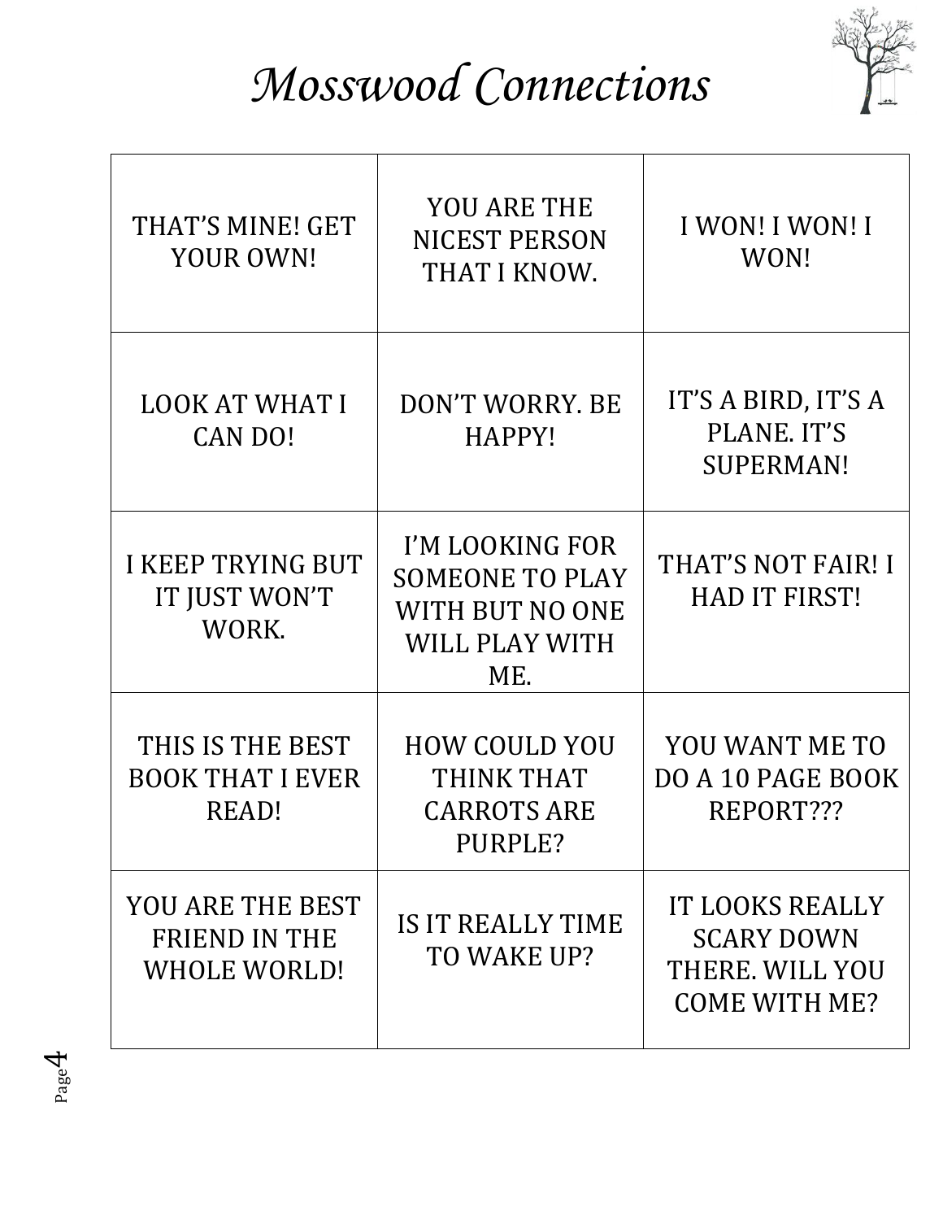# *Mosswood Connections*

| | | |
|---|---|---|
| THAT'S MINE! GET YOUR OWN! | YOU ARE THE NICEST PERSON THAT I KNOW. | I WON! I WON! I WON! |
| LOOK AT WHAT I CAN DO! | DON'T WORRY. BE HAPPY! | IT'S A BIRD, IT'S A PLANE. IT'S SUPERMAN! |
| I KEEP TRYING BUT IT JUST WON'T WORK. | I'M LOOKING FOR SOMEONE TO PLAY WITH BUT NO ONE WILL PLAY WITH ME. | THAT'S NOT FAIR! I HAD IT FIRST! |
| THIS IS THE BEST BOOK THAT I EVER READ! | HOW COULD YOU THINK THAT CARROTS ARE PURPLE? | YOU WANT ME TO DO A 10 PAGE BOOK REPORT??? |
| YOU ARE THE BEST FRIEND IN THE WHOLE WORLD! | IS IT REALLY TIME TO WAKE UP? | IT LOOKS REALLY SCARY DOWN THERE. WILL YOU COME WITH ME? |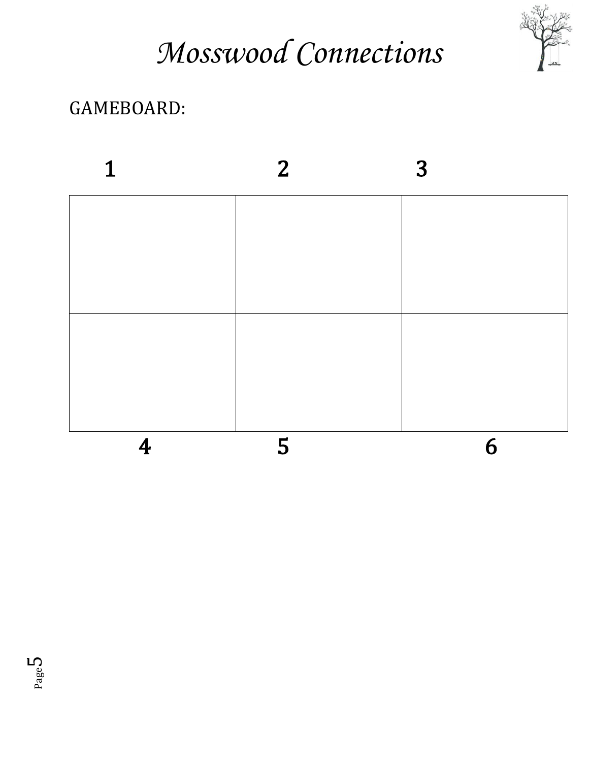# *Mosswood Connections*

GAMEBOARD:

| 1 | 2 | 3 |
| --- | --- | --- |
| | | |
| 4 | 5 | 6 |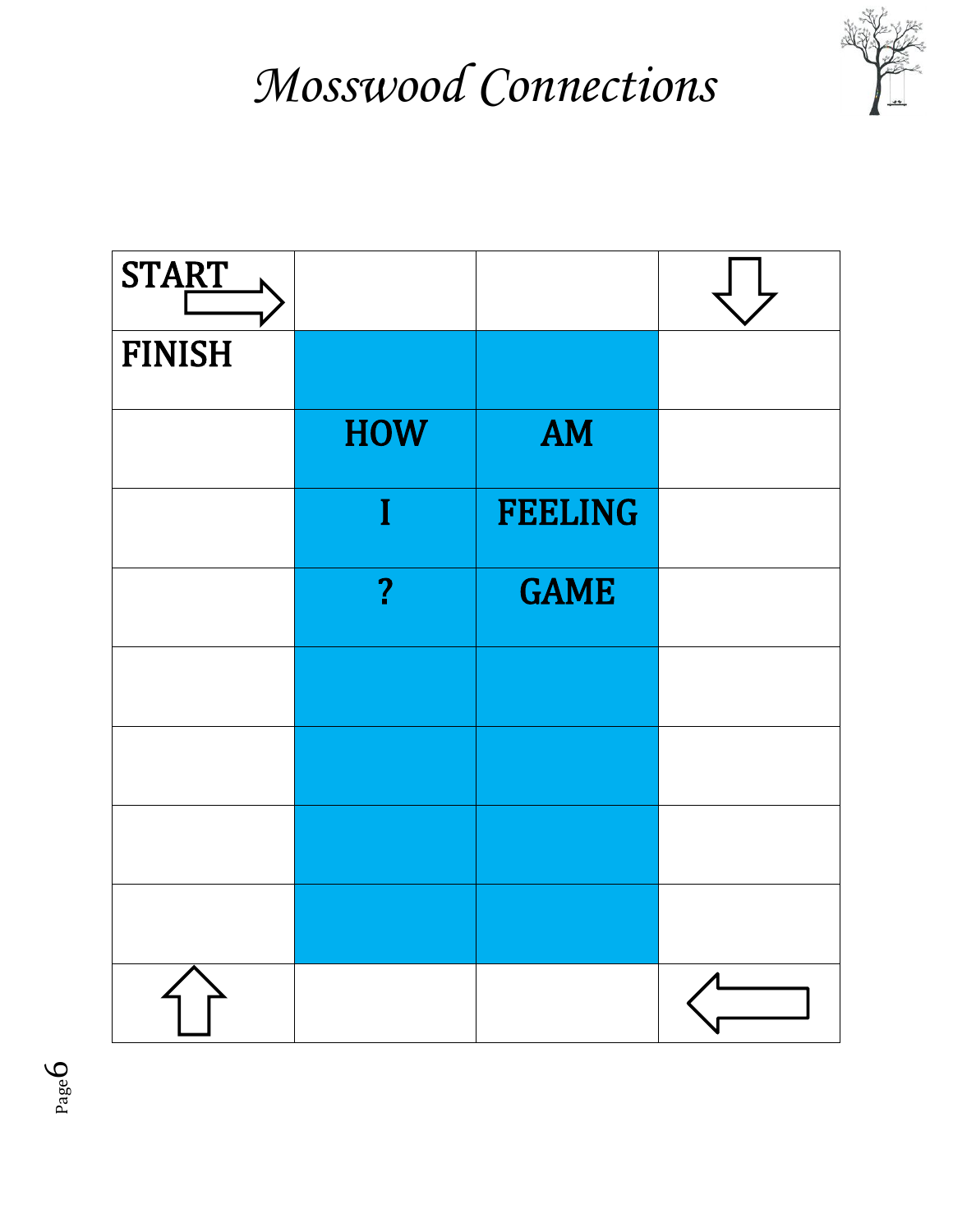# *Mosswood Connections*

| | | | |
|---|---|---|---|
| START ⇨ | | | ⇩ |
| FINISH | | | |
| | HOW | AM | |
| | I | FEELING | |
| | ? | GAME | |
| | | | |
| | | | |
| | | | |
| | | | |
| ⇧ | | | ⇦ |